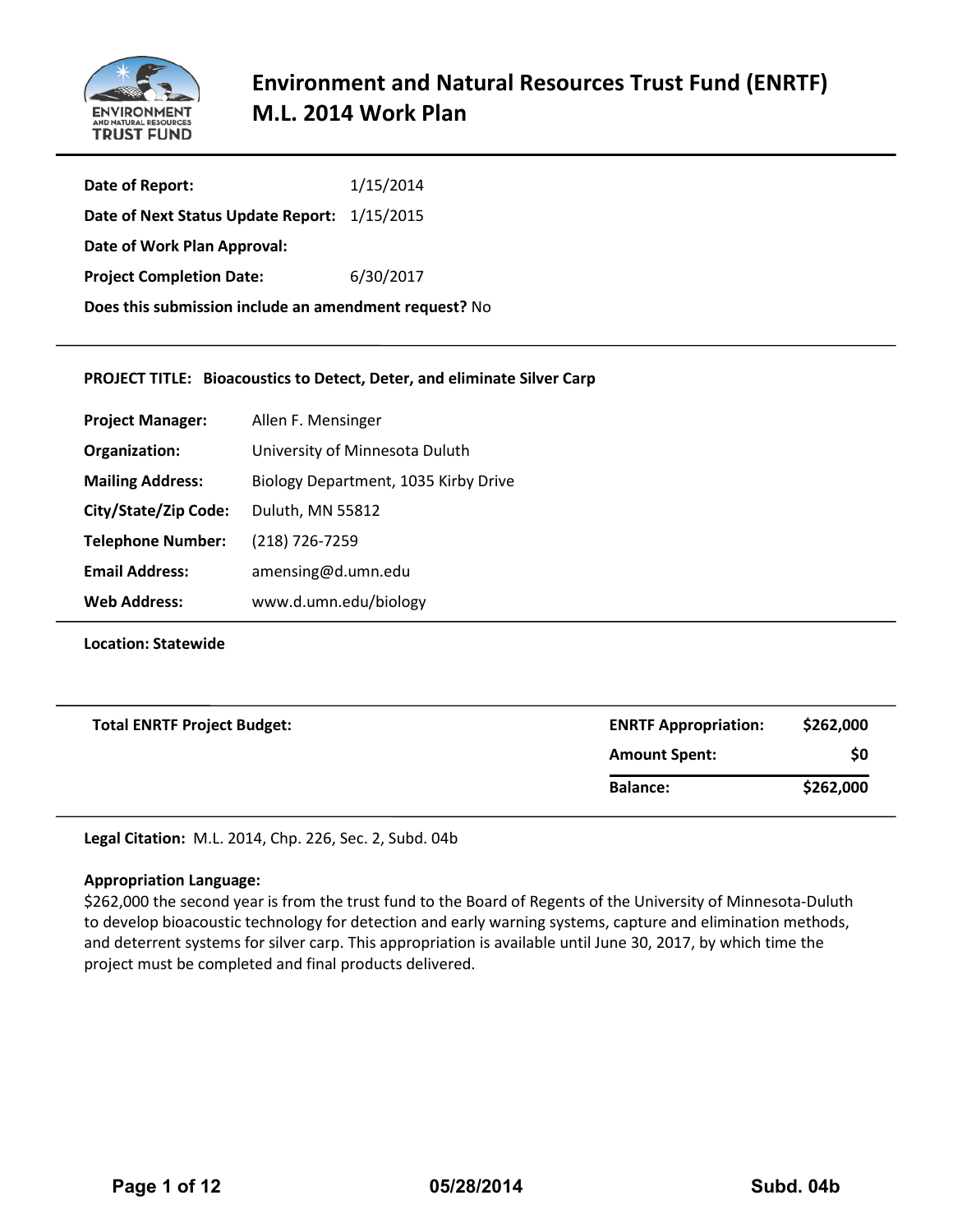# Environment and Natural Resources Trust Fund (ENRTF) M.L. 2014 Work Plan

**Date of Report:** 1/15/2014

**Date of Next Status Update Report:** 1/15/2015

**Date of Work Plan Approval:**

**Project Completion Date:** 6/30/2017

**Does this submission include an amendment request?** No

---

**PROJECT TITLE: Bioacoustics to Detect, Deter, and eliminate Silver Carp**

**Project Manager:** Allen F. Mensinger

**Organization:** University of Minnesota Duluth

**Mailing Address:** Biology Department, 1035 Kirby Drive

**City/State/Zip Code:** Duluth, MN 55812

**Telephone Number:** (218) 726-7259

**Email Address:** amensing@d.umn.edu

**Web Address:** www.d.umn.edu/biology

---

**Location: Statewide**

---

| **Total ENRTF Project Budget:** | | |
|---|---|---|
| | **ENRTF Appropriation:** | **$262,000** |
| | **Amount Spent:** | **$0** |
| | **Balance:** | **$262,000** |

---

**Legal Citation:** M.L. 2014, Chp. 226, Sec. 2, Subd. 04b

**Appropriation Language:**
$262,000 the second year is from the trust fund to the Board of Regents of the University of Minnesota-Duluth to develop bioacoustic technology for detection and early warning systems, capture and elimination methods, and deterrent systems for silver carp. This appropriation is available until June 30, 2017, by which time the project must be completed and final products delivered.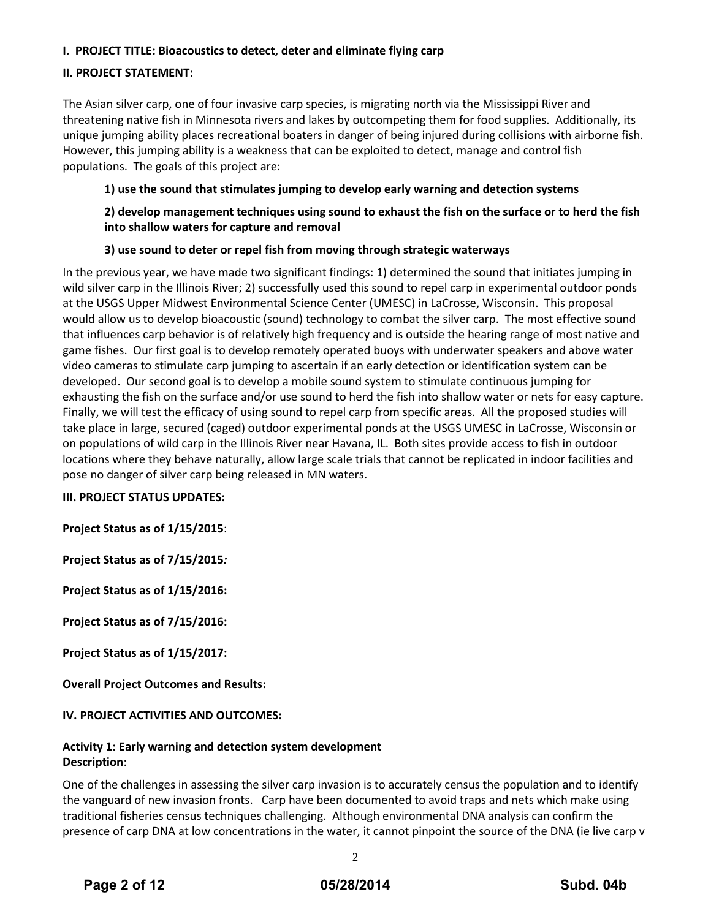**I. PROJECT TITLE: Bioacoustics to detect, deter and eliminate flying carp**

**II. PROJECT STATEMENT:**

The Asian silver carp, one of four invasive carp species, is migrating north via the Mississippi River and threatening native fish in Minnesota rivers and lakes by outcompeting them for food supplies. Additionally, its unique jumping ability places recreational boaters in danger of being injured during collisions with airborne fish. However, this jumping ability is a weakness that can be exploited to detect, manage and control fish populations. The goals of this project are:

**1) use the sound that stimulates jumping to develop early warning and detection systems**

**2) develop management techniques using sound to exhaust the fish on the surface or to herd the fish into shallow waters for capture and removal**

**3) use sound to deter or repel fish from moving through strategic waterways**

In the previous year, we have made two significant findings: 1) determined the sound that initiates jumping in wild silver carp in the Illinois River; 2) successfully used this sound to repel carp in experimental outdoor ponds at the USGS Upper Midwest Environmental Science Center (UMESC) in LaCrosse, Wisconsin. This proposal would allow us to develop bioacoustic (sound) technology to combat the silver carp. The most effective sound that influences carp behavior is of relatively high frequency and is outside the hearing range of most native and game fishes. Our first goal is to develop remotely operated buoys with underwater speakers and above water video cameras to stimulate carp jumping to ascertain if an early detection or identification system can be developed. Our second goal is to develop a mobile sound system to stimulate continuous jumping for exhausting the fish on the surface and/or use sound to herd the fish into shallow water or nets for easy capture. Finally, we will test the efficacy of using sound to repel carp from specific areas. All the proposed studies will take place in large, secured (caged) outdoor experimental ponds at the USGS UMESC in LaCrosse, Wisconsin or on populations of wild carp in the Illinois River near Havana, IL. Both sites provide access to fish in outdoor locations where they behave naturally, allow large scale trials that cannot be replicated in indoor facilities and pose no danger of silver carp being released in MN waters.

**III. PROJECT STATUS UPDATES:**

**Project Status as of 1/15/2015**:

**Project Status as of 7/15/2015***:*

**Project Status as of 1/15/2016:**

**Project Status as of 7/15/2016:**

**Project Status as of 1/15/2017:**

**Overall Project Outcomes and Results:**

**IV. PROJECT ACTIVITIES AND OUTCOMES:**

**Activity 1: Early warning and detection system development**
**Description**:

One of the challenges in assessing the silver carp invasion is to accurately census the population and to identify the vanguard of new invasion fronts. Carp have been documented to avoid traps and nets which make using traditional fisheries census techniques challenging. Although environmental DNA analysis can confirm the presence of carp DNA at low concentrations in the water, it cannot pinpoint the source of the DNA (ie live carp v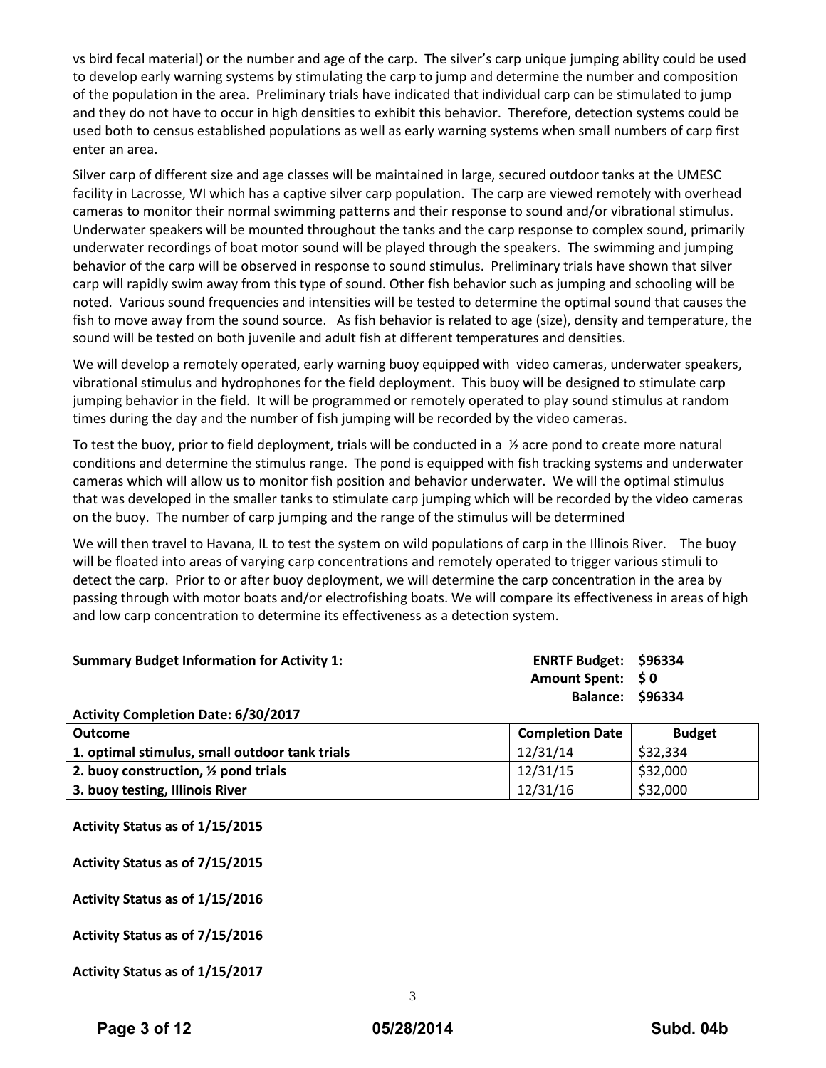vs bird fecal material) or the number and age of the carp. The silver's carp unique jumping ability could be used to develop early warning systems by stimulating the carp to jump and determine the number and composition of the population in the area. Preliminary trials have indicated that individual carp can be stimulated to jump and they do not have to occur in high densities to exhibit this behavior. Therefore, detection systems could be used both to census established populations as well as early warning systems when small numbers of carp first enter an area.

Silver carp of different size and age classes will be maintained in large, secured outdoor tanks at the UMESC facility in Lacrosse, WI which has a captive silver carp population. The carp are viewed remotely with overhead cameras to monitor their normal swimming patterns and their response to sound and/or vibrational stimulus. Underwater speakers will be mounted throughout the tanks and the carp response to complex sound, primarily underwater recordings of boat motor sound will be played through the speakers. The swimming and jumping behavior of the carp will be observed in response to sound stimulus. Preliminary trials have shown that silver carp will rapidly swim away from this type of sound. Other fish behavior such as jumping and schooling will be noted. Various sound frequencies and intensities will be tested to determine the optimal sound that causes the fish to move away from the sound source. As fish behavior is related to age (size), density and temperature, the sound will be tested on both juvenile and adult fish at different temperatures and densities.

We will develop a remotely operated, early warning buoy equipped with video cameras, underwater speakers, vibrational stimulus and hydrophones for the field deployment. This buoy will be designed to stimulate carp jumping behavior in the field. It will be programmed or remotely operated to play sound stimulus at random times during the day and the number of fish jumping will be recorded by the video cameras.

To test the buoy, prior to field deployment, trials will be conducted in a ½ acre pond to create more natural conditions and determine the stimulus range. The pond is equipped with fish tracking systems and underwater cameras which will allow us to monitor fish position and behavior underwater. We will the optimal stimulus that was developed in the smaller tanks to stimulate carp jumping which will be recorded by the video cameras on the buoy. The number of carp jumping and the range of the stimulus will be determined

We will then travel to Havana, IL to test the system on wild populations of carp in the Illinois River. The buoy will be floated into areas of varying carp concentrations and remotely operated to trigger various stimuli to detect the carp. Prior to or after buoy deployment, we will determine the carp concentration in the area by passing through with motor boats and/or electrofishing boats. We will compare its effectiveness in areas of high and low carp concentration to determine its effectiveness as a detection system.

**Summary Budget Information for Activity 1:**

**ENRTF Budget: $96334**
**Amount Spent: $ 0**
**Balance: $96334**

**Activity Completion Date: 6/30/2017**

| Outcome | Completion Date | Budget |
|---|---|---|
| 1. optimal stimulus, small outdoor tank trials | 12/31/14 | $32,334 |
| 2. buoy construction, ½ pond trials | 12/31/15 | $32,000 |
| 3. buoy testing, Illinois River | 12/31/16 | $32,000 |

**Activity Status as of 1/15/2015**

**Activity Status as of 7/15/2015**

**Activity Status as of 1/15/2016**

**Activity Status as of 7/15/2016**

**Activity Status as of 1/15/2017**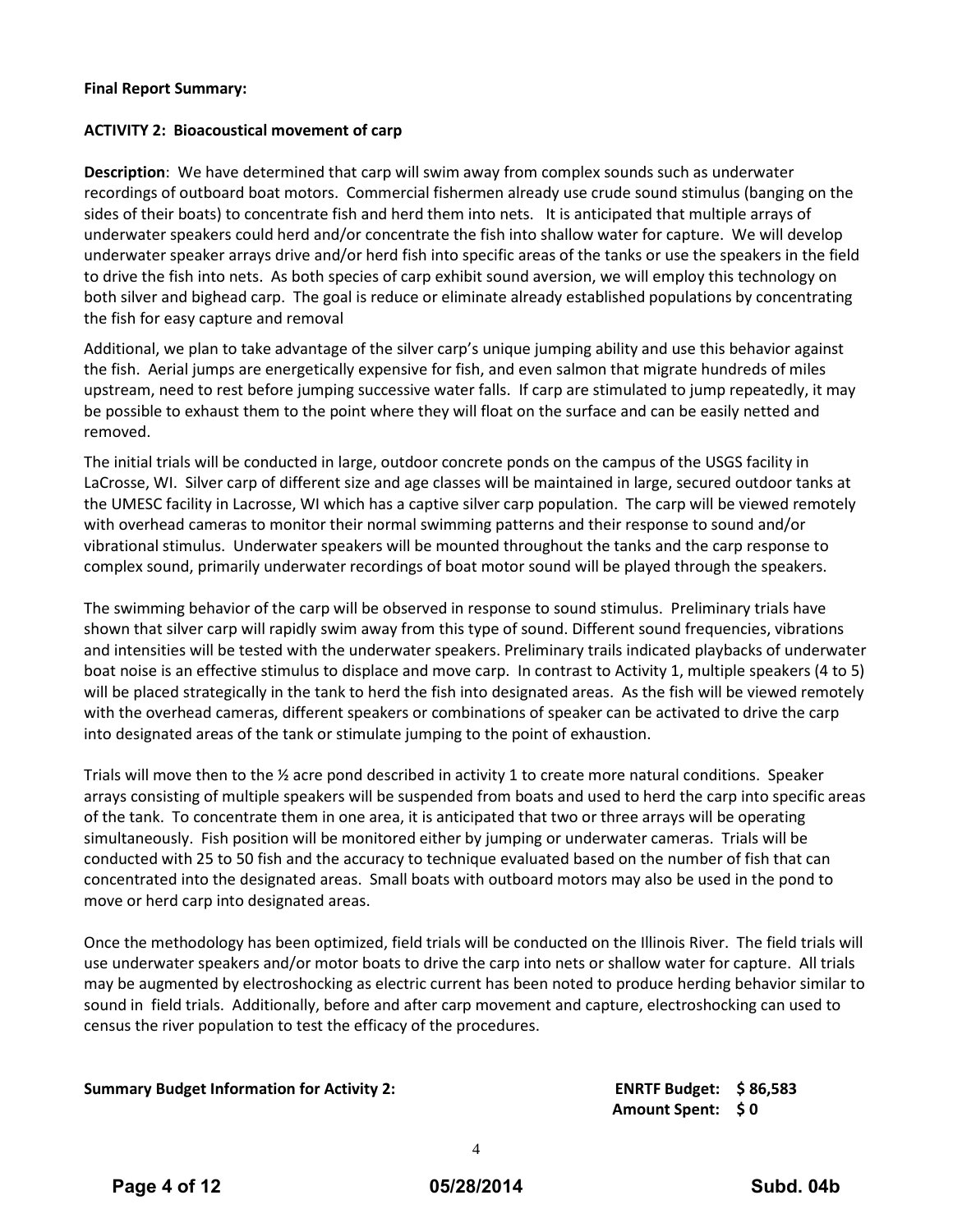**Final Report Summary:**

**ACTIVITY 2: Bioacoustical movement of carp**

**Description**: We have determined that carp will swim away from complex sounds such as underwater recordings of outboard boat motors. Commercial fishermen already use crude sound stimulus (banging on the sides of their boats) to concentrate fish and herd them into nets. It is anticipated that multiple arrays of underwater speakers could herd and/or concentrate the fish into shallow water for capture. We will develop underwater speaker arrays drive and/or herd fish into specific areas of the tanks or use the speakers in the field to drive the fish into nets. As both species of carp exhibit sound aversion, we will employ this technology on both silver and bighead carp. The goal is reduce or eliminate already established populations by concentrating the fish for easy capture and removal

Additional, we plan to take advantage of the silver carp's unique jumping ability and use this behavior against the fish. Aerial jumps are energetically expensive for fish, and even salmon that migrate hundreds of miles upstream, need to rest before jumping successive water falls. If carp are stimulated to jump repeatedly, it may be possible to exhaust them to the point where they will float on the surface and can be easily netted and removed.

The initial trials will be conducted in large, outdoor concrete ponds on the campus of the USGS facility in LaCrosse, WI. Silver carp of different size and age classes will be maintained in large, secured outdoor tanks at the UMESC facility in Lacrosse, WI which has a captive silver carp population. The carp will be viewed remotely with overhead cameras to monitor their normal swimming patterns and their response to sound and/or vibrational stimulus. Underwater speakers will be mounted throughout the tanks and the carp response to complex sound, primarily underwater recordings of boat motor sound will be played through the speakers.

The swimming behavior of the carp will be observed in response to sound stimulus. Preliminary trials have shown that silver carp will rapidly swim away from this type of sound. Different sound frequencies, vibrations and intensities will be tested with the underwater speakers. Preliminary trails indicated playbacks of underwater boat noise is an effective stimulus to displace and move carp. In contrast to Activity 1, multiple speakers (4 to 5) will be placed strategically in the tank to herd the fish into designated areas. As the fish will be viewed remotely with the overhead cameras, different speakers or combinations of speaker can be activated to drive the carp into designated areas of the tank or stimulate jumping to the point of exhaustion.

Trials will move then to the ½ acre pond described in activity 1 to create more natural conditions. Speaker arrays consisting of multiple speakers will be suspended from boats and used to herd the carp into specific areas of the tank. To concentrate them in one area, it is anticipated that two or three arrays will be operating simultaneously. Fish position will be monitored either by jumping or underwater cameras. Trials will be conducted with 25 to 50 fish and the accuracy to technique evaluated based on the number of fish that can concentrated into the designated areas. Small boats with outboard motors may also be used in the pond to move or herd carp into designated areas.

Once the methodology has been optimized, field trials will be conducted on the Illinois River. The field trials will use underwater speakers and/or motor boats to drive the carp into nets or shallow water for capture. All trials may be augmented by electroshocking as electric current has been noted to produce herding behavior similar to sound in field trials. Additionally, before and after carp movement and capture, electroshocking can used to census the river population to test the efficacy of the procedures.

**Summary Budget Information for Activity 2:** **ENRTF Budget: $ 86,583**
**Amount Spent: $ 0**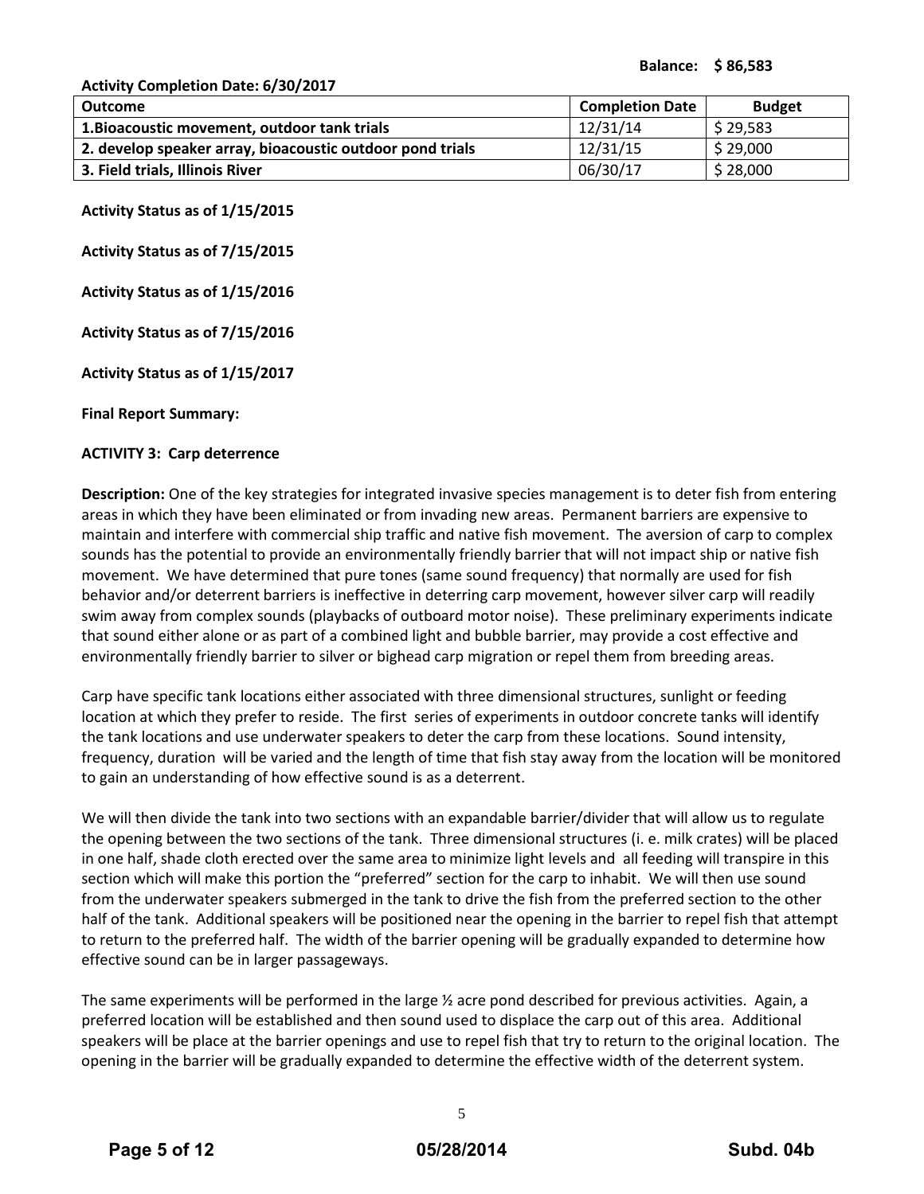**Balance: $ 86,583**

**Activity Completion Date: 6/30/2017**

| Outcome | Completion Date | Budget |
|---|---|---|
| **1.Bioacoustic movement, outdoor tank trials** | 12/31/14 | $ 29,583 |
| **2. develop speaker array, bioacoustic outdoor pond trials** | 12/31/15 | $ 29,000 |
| **3. Field trials, Illinois River** | 06/30/17 | $ 28,000 |

**Activity Status as of 1/15/2015**

**Activity Status as of 7/15/2015**

**Activity Status as of 1/15/2016**

**Activity Status as of 7/15/2016**

**Activity Status as of 1/15/2017**

**Final Report Summary:**

**ACTIVITY 3: Carp deterrence**

**Description:** One of the key strategies for integrated invasive species management is to deter fish from entering areas in which they have been eliminated or from invading new areas. Permanent barriers are expensive to maintain and interfere with commercial ship traffic and native fish movement. The aversion of carp to complex sounds has the potential to provide an environmentally friendly barrier that will not impact ship or native fish movement. We have determined that pure tones (same sound frequency) that normally are used for fish behavior and/or deterrent barriers is ineffective in deterring carp movement, however silver carp will readily swim away from complex sounds (playbacks of outboard motor noise). These preliminary experiments indicate that sound either alone or as part of a combined light and bubble barrier, may provide a cost effective and environmentally friendly barrier to silver or bighead carp migration or repel them from breeding areas.

Carp have specific tank locations either associated with three dimensional structures, sunlight or feeding location at which they prefer to reside. The first series of experiments in outdoor concrete tanks will identify the tank locations and use underwater speakers to deter the carp from these locations. Sound intensity, frequency, duration will be varied and the length of time that fish stay away from the location will be monitored to gain an understanding of how effective sound is as a deterrent.

We will then divide the tank into two sections with an expandable barrier/divider that will allow us to regulate the opening between the two sections of the tank. Three dimensional structures (i. e. milk crates) will be placed in one half, shade cloth erected over the same area to minimize light levels and all feeding will transpire in this section which will make this portion the "preferred" section for the carp to inhabit. We will then use sound from the underwater speakers submerged in the tank to drive the fish from the preferred section to the other half of the tank. Additional speakers will be positioned near the opening in the barrier to repel fish that attempt to return to the preferred half. The width of the barrier opening will be gradually expanded to determine how effective sound can be in larger passageways.

The same experiments will be performed in the large ½ acre pond described for previous activities. Again, a preferred location will be established and then sound used to displace the carp out of this area. Additional speakers will be place at the barrier openings and use to repel fish that try to return to the original location. The opening in the barrier will be gradually expanded to determine the effective width of the deterrent system.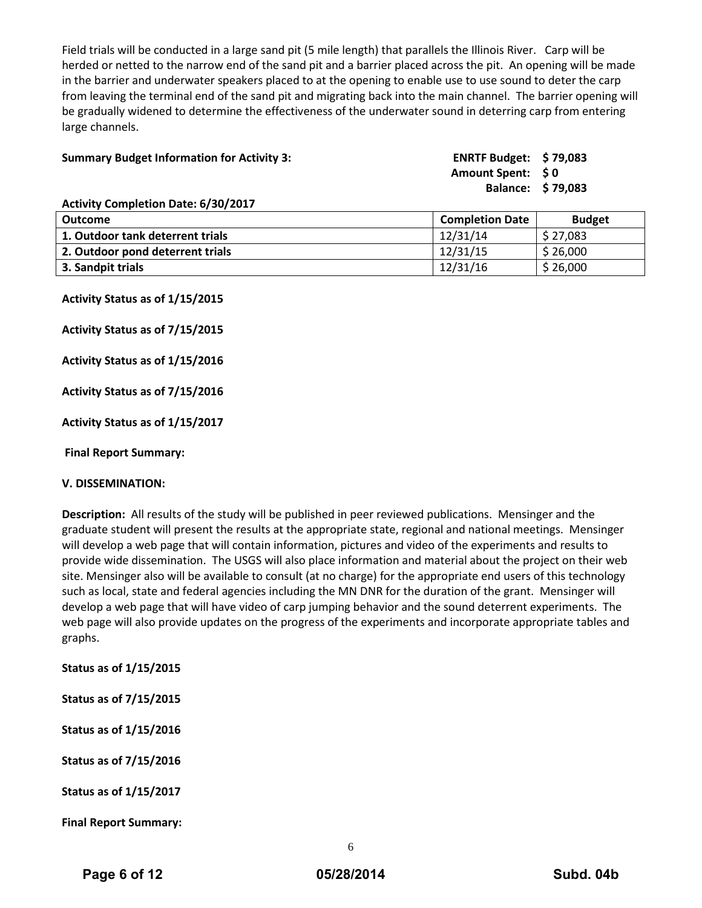Field trials will be conducted in a large sand pit (5 mile length) that parallels the Illinois River. Carp will be herded or netted to the narrow end of the sand pit and a barrier placed across the pit. An opening will be made in the barrier and underwater speakers placed to at the opening to enable use to use sound to deter the carp from leaving the terminal end of the sand pit and migrating back into the main channel. The barrier opening will be gradually widened to determine the effectiveness of the underwater sound in deterring carp from entering large channels.

**Summary Budget Information for Activity 3:** **ENRTF Budget: $ 79,083**
**Amount Spent: $ 0**
**Balance: $ 79,083**

**Activity Completion Date: 6/30/2017**

| Outcome | Completion Date | Budget |
|---|---|---|
| **1. Outdoor tank deterrent trials** | 12/31/14 | $ 27,083 |
| **2. Outdoor pond deterrent trials** | 12/31/15 | $ 26,000 |
| **3. Sandpit trials** | 12/31/16 | $ 26,000 |

**Activity Status as of 1/15/2015**

**Activity Status as of 7/15/2015**

**Activity Status as of 1/15/2016**

**Activity Status as of 7/15/2016**

**Activity Status as of 1/15/2017**

**Final Report Summary:**

**V. DISSEMINATION:**

**Description:** All results of the study will be published in peer reviewed publications. Mensinger and the graduate student will present the results at the appropriate state, regional and national meetings. Mensinger will develop a web page that will contain information, pictures and video of the experiments and results to provide wide dissemination. The USGS will also place information and material about the project on their web site. Mensinger also will be available to consult (at no charge) for the appropriate end users of this technology such as local, state and federal agencies including the MN DNR for the duration of the grant. Mensinger will develop a web page that will have video of carp jumping behavior and the sound deterrent experiments. The web page will also provide updates on the progress of the experiments and incorporate appropriate tables and graphs.

**Status as of 1/15/2015**

**Status as of 7/15/2015**

**Status as of 1/15/2016**

**Status as of 7/15/2016**

**Status as of 1/15/2017**

**Final Report Summary:**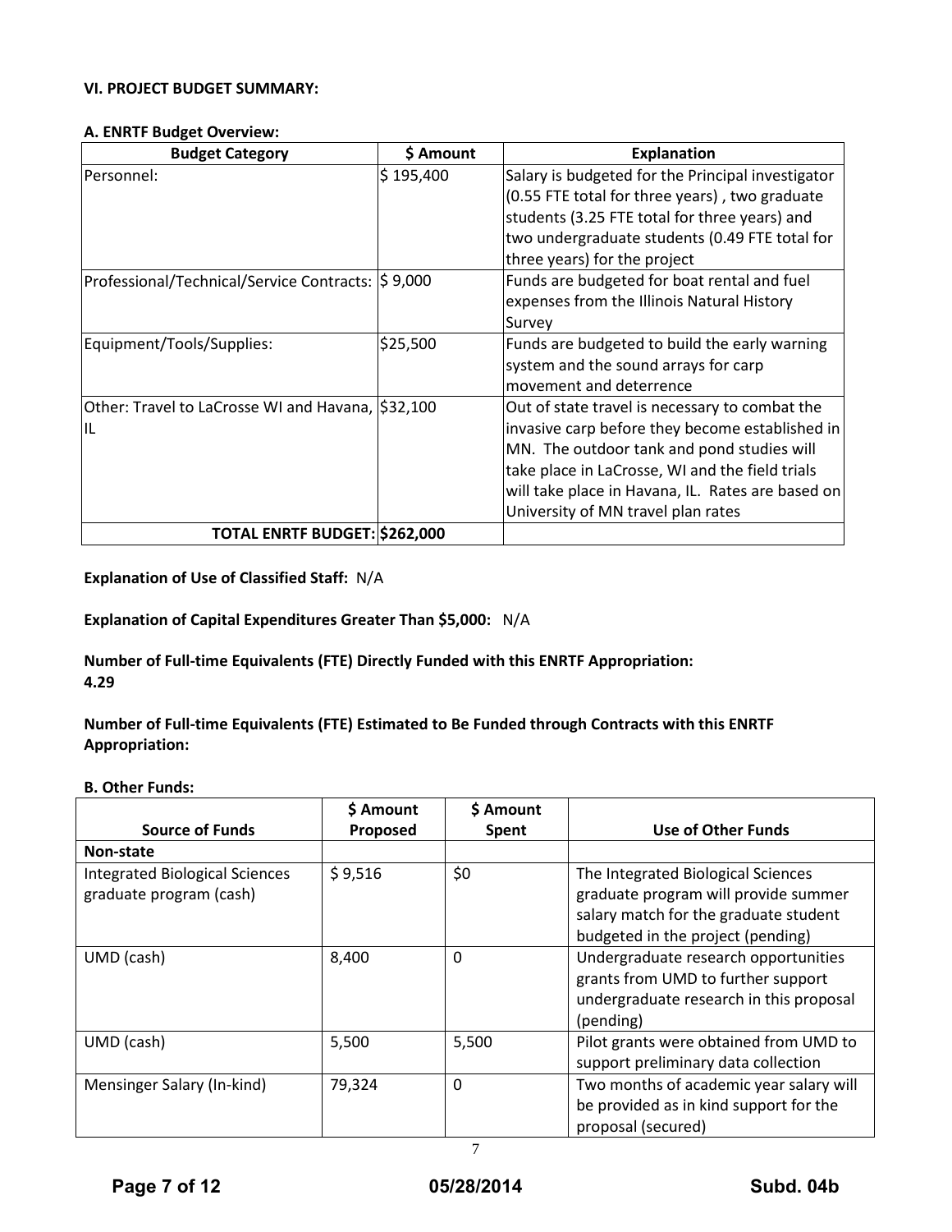### VI. PROJECT BUDGET SUMMARY:

**A. ENRTF Budget Overview:**

| Budget Category | $ Amount | Explanation |
|---|---|---|
| Personnel: | $ 195,400 | Salary is budgeted for the Principal investigator (0.55 FTE total for three years) , two graduate students (3.25 FTE total for three years) and two undergraduate students (0.49 FTE total for three years) for the project |
| Professional/Technical/Service Contracts: | $ 9,000 | Funds are budgeted for boat rental and fuel expenses from the Illinois Natural History Survey |
| Equipment/Tools/Supplies: | $25,500 | Funds are budgeted to build the early warning system and the sound arrays for carp movement and deterrence |
| Other: Travel to LaCrosse WI and Havana, IL | $32,100 | Out of state travel is necessary to combat the invasive carp before they become established in MN. The outdoor tank and pond studies will take place in LaCrosse, WI and the field trials will take place in Havana, IL. Rates are based on University of MN travel plan rates |
| **TOTAL ENRTF BUDGET:** | **$262,000** | |

**Explanation of Use of Classified Staff:** N/A

**Explanation of Capital Expenditures Greater Than $5,000:** N/A

**Number of Full-time Equivalents (FTE) Directly Funded with this ENRTF Appropriation:**
**4.29**

**Number of Full-time Equivalents (FTE) Estimated to Be Funded through Contracts with this ENRTF Appropriation:**

**B. Other Funds:**

| Source of Funds | $ Amount Proposed | $ Amount Spent | Use of Other Funds |
|---|---|---|---|
| **Non-state** | | | |
| Integrated Biological Sciences graduate program (cash) | $ 9,516 | $0 | The Integrated Biological Sciences graduate program will provide summer salary match for the graduate student budgeted in the project (pending) |
| UMD (cash) | 8,400 | 0 | Undergraduate research opportunities grants from UMD to further support undergraduate research in this proposal (pending) |
| UMD (cash) | 5,500 | 5,500 | Pilot grants were obtained from UMD to support preliminary data collection |
| Mensinger Salary (In-kind) | 79,324 | 0 | Two months of academic year salary will be provided as in kind support for the proposal (secured) |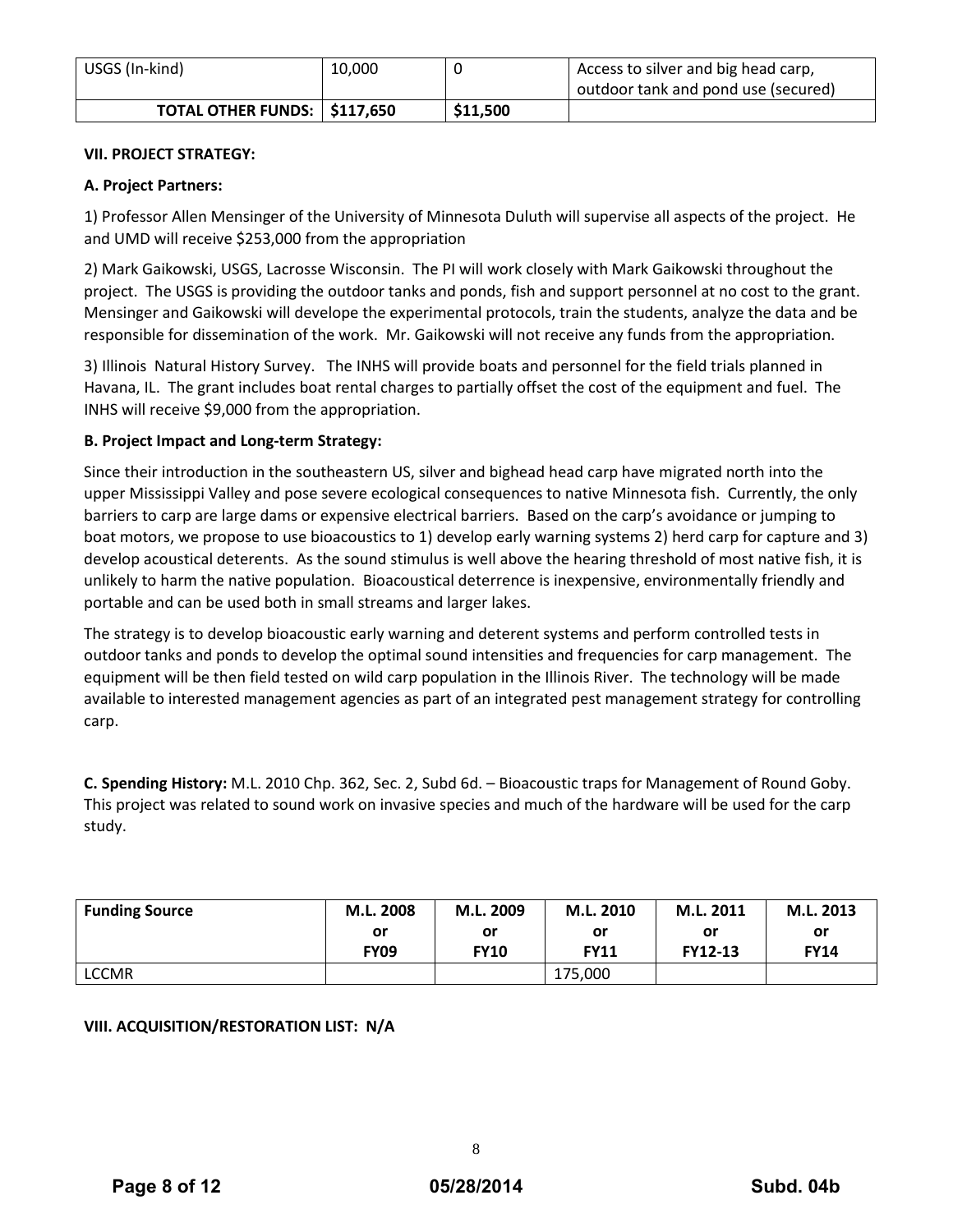| USGS (In-kind) | 10,000 | 0 | Access to silver and big head carp, outdoor tank and pond use (secured) |
|---|---|---|---|
| **TOTAL OTHER FUNDS:** | **$117,650** | **$11,500** | |

**VII. PROJECT STRATEGY:**

**A. Project Partners:**

1) Professor Allen Mensinger of the University of Minnesota Duluth will supervise all aspects of the project. He and UMD will receive $253,000 from the appropriation

2) Mark Gaikowski, USGS, Lacrosse Wisconsin. The PI will work closely with Mark Gaikowski throughout the project. The USGS is providing the outdoor tanks and ponds, fish and support personnel at no cost to the grant. Mensinger and Gaikowski will develope the experimental protocols, train the students, analyze the data and be responsible for dissemination of the work. Mr. Gaikowski will not receive any funds from the appropriation.

3) Illinois Natural History Survey. The INHS will provide boats and personnel for the field trials planned in Havana, IL. The grant includes boat rental charges to partially offset the cost of the equipment and fuel. The INHS will receive $9,000 from the appropriation.

**B. Project Impact and Long-term Strategy:**

Since their introduction in the southeastern US, silver and bighead head carp have migrated north into the upper Mississippi Valley and pose severe ecological consequences to native Minnesota fish. Currently, the only barriers to carp are large dams or expensive electrical barriers. Based on the carp's avoidance or jumping to boat motors, we propose to use bioacoustics to 1) develop early warning systems 2) herd carp for capture and 3) develop acoustical deterents. As the sound stimulus is well above the hearing threshold of most native fish, it is unlikely to harm the native population. Bioacoustical deterrence is inexpensive, environmentally friendly and portable and can be used both in small streams and larger lakes.

The strategy is to develop bioacoustic early warning and deterent systems and perform controlled tests in outdoor tanks and ponds to develop the optimal sound intensities and frequencies for carp management. The equipment will be then field tested on wild carp population in the Illinois River. The technology will be made available to interested management agencies as part of an integrated pest management strategy for controlling carp.

**C. Spending History:** M.L. 2010 Chp. 362, Sec. 2, Subd 6d. – Bioacoustic traps for Management of Round Goby. This project was related to sound work on invasive species and much of the hardware will be used for the carp study.

| Funding Source | M.L. 2008 or FY09 | M.L. 2009 or FY10 | M.L. 2010 or FY11 | M.L. 2011 or FY12-13 | M.L. 2013 or FY14 |
|---|---|---|---|---|---|
| LCCMR | | | 175,000 | | |

**VIII. ACQUISITION/RESTORATION LIST: N/A**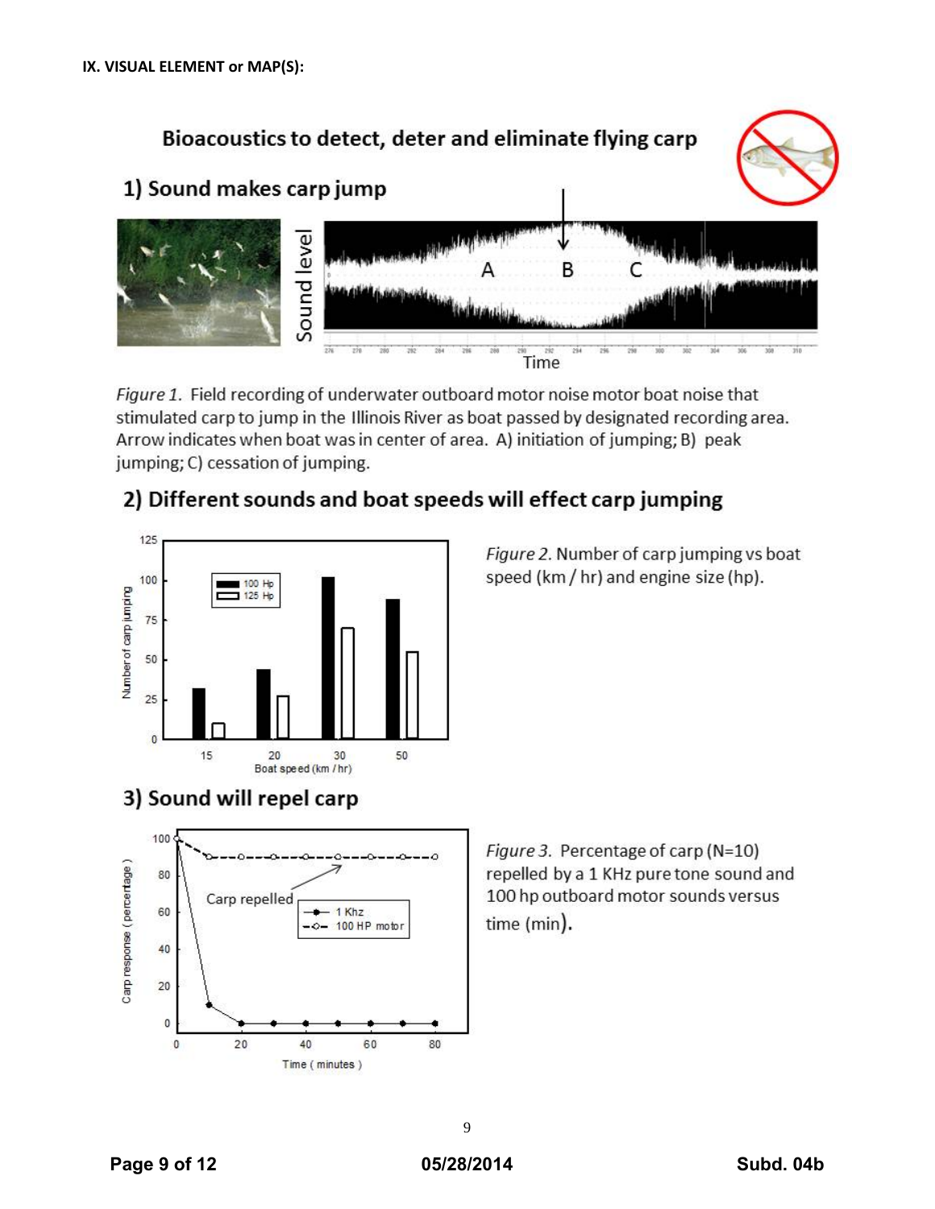**IX. VISUAL ELEMENT or MAP(S):**

## Bioacoustics to detect, deter and eliminate flying carp

### 1) Sound makes carp jump

*Figure 1.* Field recording of underwater outboard motor noise motor boat noise that stimulated carp to jump in the Illinois River as boat passed by designated recording area. Arrow indicates when boat was in center of area. A) initiation of jumping; B) peak jumping; C) cessation of jumping.

### 2) Different sounds and boat speeds will effect carp jumping

*Figure 2.* Number of carp jumping vs boat speed (km / hr) and engine size (hp).

### 3) Sound will repel carp

*Figure 3.* Percentage of carp (N=10) repelled by a 1 KHz pure tone sound and 100 hp outboard motor sounds versus time (min).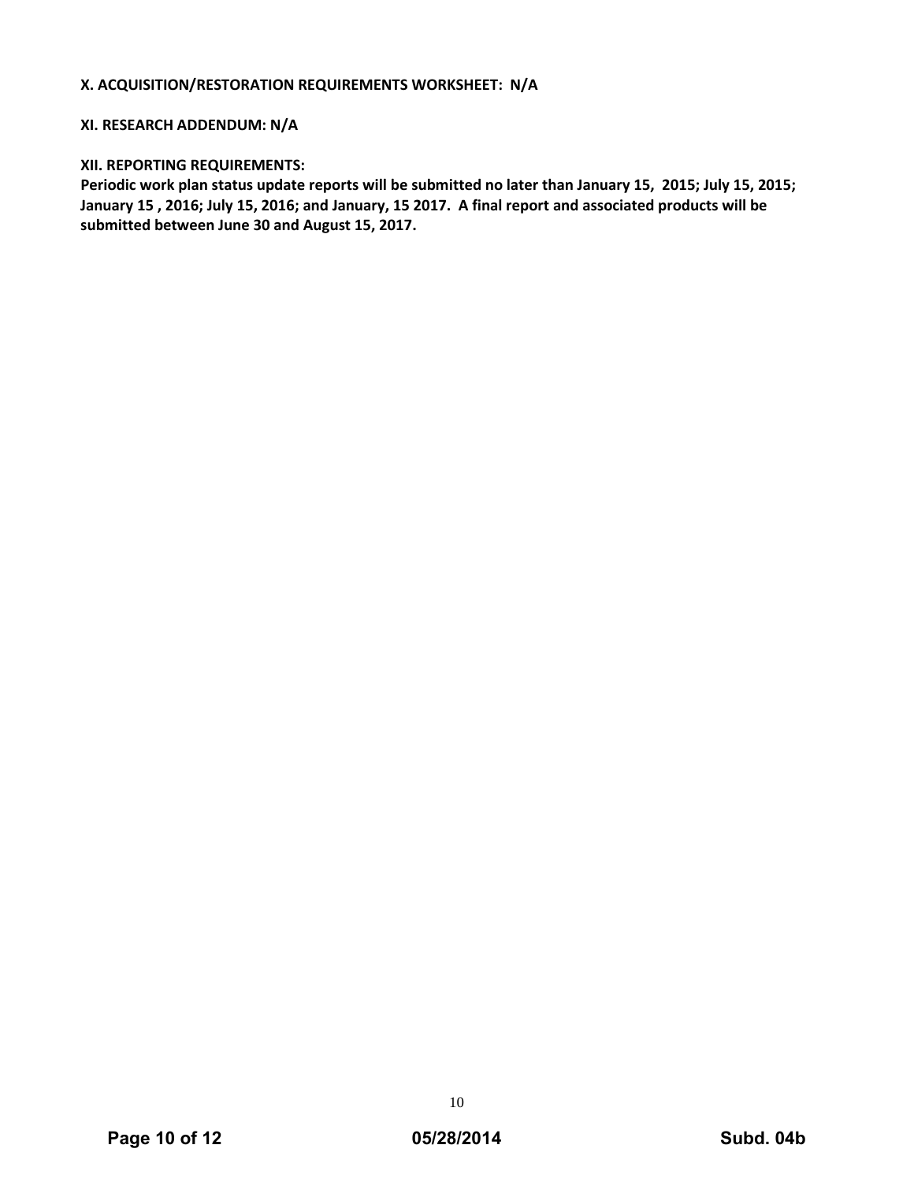**X. ACQUISITION/RESTORATION REQUIREMENTS WORKSHEET: N/A**

**XI. RESEARCH ADDENDUM: N/A**

**XII. REPORTING REQUIREMENTS:**

**Periodic work plan status update reports will be submitted no later than January 15, 2015; July 15, 2015; January 15 , 2016; July 15, 2016; and January, 15 2017. A final report and associated products will be submitted between June 30 and August 15, 2017.**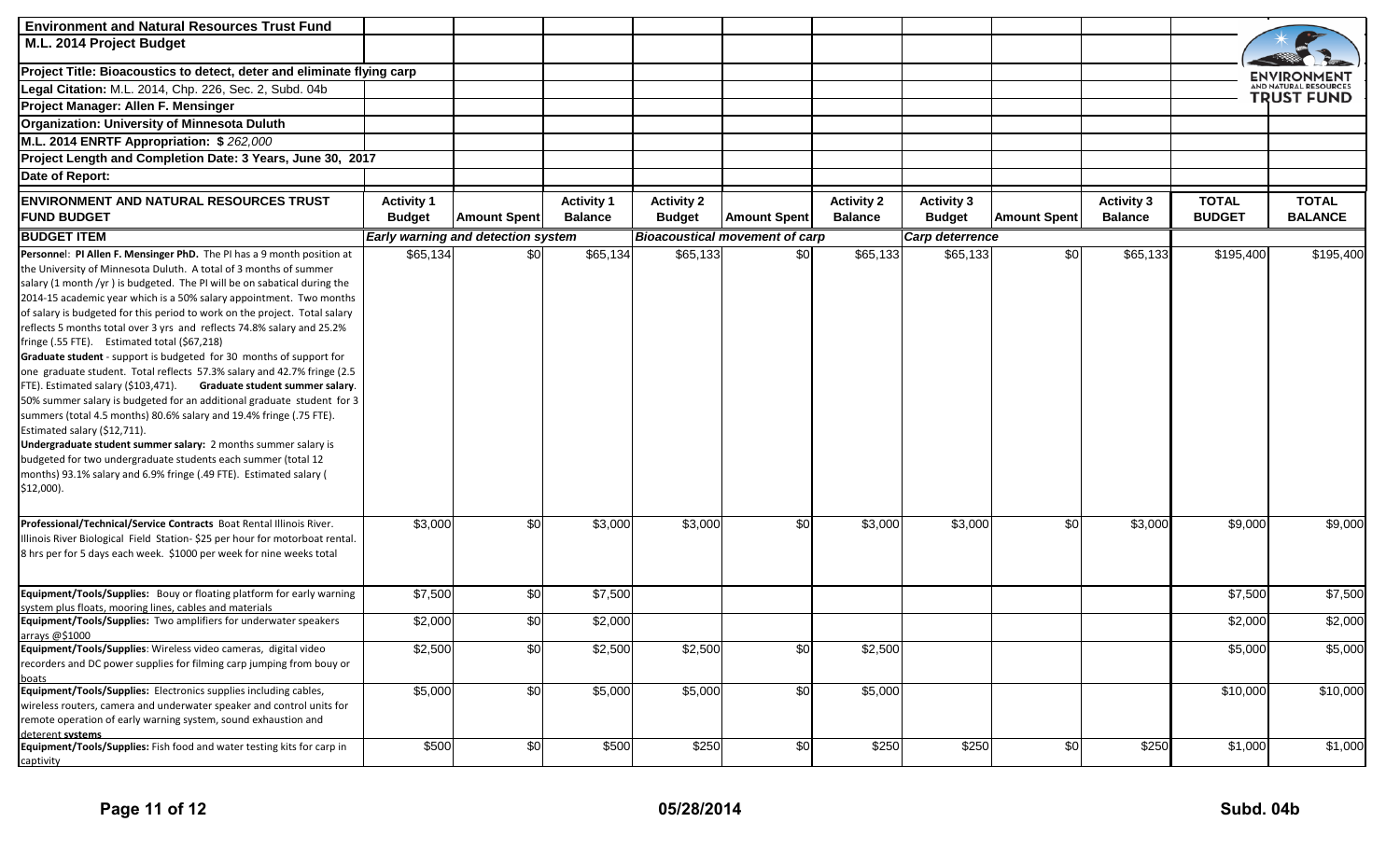| Environment and Natural Resources Trust Fund | | | | | | | | | | | |
|---|---|---|---|---|---|---|---|---|---|---|---|
| **M.L. 2014 Project Budget** | | | | | | | | | | | |
| **Project Title: Bioacoustics to detect, deter and eliminate flying carp** | | | | | | | | | | | |
| **Legal Citation:** M.L. 2014, Chp. 226, Sec. 2, Subd. 04b | | | | | | | | | | | |
| **Project Manager: Allen F. Mensinger** | | | | | | | | | | | |
| **Organization: University of Minnesota Duluth** | | | | | | | | | | | |
| **M.L. 2014 ENRTF Appropriation: $** *262,000* | | | | | | | | | | | |
| **Project Length and Completion Date: 3 Years, June 30, 2017** | | | | | | | | | | | |
| **Date of Report:** | | | | | | | | | | | |
| **ENVIRONMENT AND NATURAL RESOURCES TRUST FUND BUDGET** | **Activity 1 Budget** | **Amount Spent** | **Activity 1 Balance** | **Activity 2 Budget** | **Amount Spent** | **Activity 2 Balance** | **Activity 3 Budget** | **Amount Spent** | **Activity 3 Balance** | **TOTAL BUDGET** | **TOTAL BALANCE** |
| **BUDGET ITEM** | *Early warning and detection system* | | | *Bioacoustical movement of carp* | | | *Carp deterrence* | | | | |
| **Personnel: PI Allen F. Mensinger PhD.** The PI has a 9 month position at the University of Minnesota Duluth. A total of 3 months of summer salary (1 month /yr ) is budgeted. The PI will be on sabatical during the 2014-15 academic year which is a 50% salary appointment. Two months of salary is budgeted for this period to work on the project. Total salary reflects 5 months total over 3 yrs and reflects 74.8% salary and 25.2% fringe (.55 FTE). Estimated total ($67,218) **Graduate student** - support is budgeted for 30 months of support for one graduate student. Total reflects 57.3% salary and 42.7% fringe (2.5 FTE). Estimated salary ($103,471). **Graduate student summer salary**. 50% summer salary is budgeted for an additional graduate student for 3 summers (total 4.5 months) 80.6% salary and 19.4% fringe (.75 FTE). Estimated salary ($12,711). **Undergraduate student summer salary:** 2 months summer salary is budgeted for two undergraduate students each summer (total 12 months) 93.1% salary and 6.9% fringe (.49 FTE). Estimated salary ( $12,000). | $65,134 | $0 | $65,134 | $65,133 | $0 | $65,133 | $65,133 | $0 | $65,133 | $195,400 | $195,400 |
| **Professional/Technical/Service Contracts** Boat Rental Illinois River. Illinois River Biological Field Station- $25 per hour for motorboat rental. 8 hrs per for 5 days each week. $1000 per week for nine weeks total | $3,000 | $0 | $3,000 | $3,000 | $0 | $3,000 | $3,000 | $0 | $3,000 | $9,000 | $9,000 |
| **Equipment/Tools/Supplies:** Bouy or floating platform for early warning system plus floats, mooring lines, cables and materials | $7,500 | $0 | $7,500 | | | | | | | $7,500 | $7,500 |
| **Equipment/Tools/Supplies:** Two amplifiers for underwater speakers arrays @$1000 | $2,000 | $0 | $2,000 | | | | | | | $2,000 | $2,000 |
| **Equipment/Tools/Supplies**: Wireless video cameras, digital video recorders and DC power supplies for filming carp jumping from bouy or boats | $2,500 | $0 | $2,500 | $2,500 | $0 | $2,500 | | | | $5,000 | $5,000 |
| **Equipment/Tools/Supplies:** Electronics supplies including cables, wireless routers, camera and underwater speaker and control units for remote operation of early warning system, sound exhaustion and deterent **systems** | $5,000 | $0 | $5,000 | $5,000 | $0 | $5,000 | | | | $10,000 | $10,000 |
| **Equipment/Tools/Supplies:** Fish food and water testing kits for carp in captivity | $500 | $0 | $500 | $250 | $0 | $250 | $250 | $0 | $250 | $1,000 | $1,000 |

05/28/2014

Subd. 04b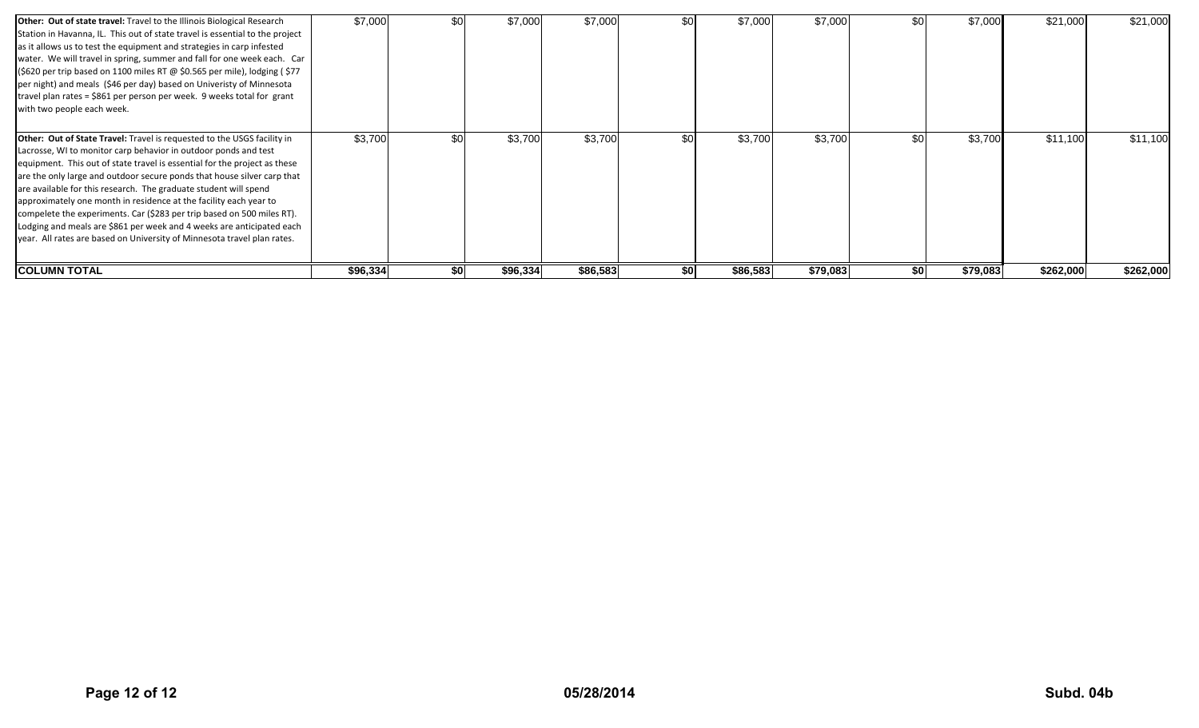| | | | | | | | | | | | |
|---|---|---|---|---|---|---|---|---|---|---|---|
| **Other: Out of state travel:** Travel to the Illinois Biological Research Station in Havanna, IL. This out of state travel is essential to the project as it allows us to test the equipment and strategies in carp infested water. We will travel in spring, summer and fall for one week each. Car ($620 per trip based on 1100 miles RT @ $0.565 per mile), lodging ( $77 per night) and meals ($46 per day) based on Univeristy of Minnesota travel plan rates = $861 per person per week. 9 weeks total for grant with two people each week. | $7,000 | $0 | $7,000 | $7,000 | $0 | $7,000 | $7,000 | $0 | $7,000 | $21,000 | $21,000 |
| **Other: Out of State Travel:** Travel is requested to the USGS facility in Lacrosse, WI to monitor carp behavior in outdoor ponds and test equipment. This out of state travel is essential for the project as these are the only large and outdoor secure ponds that house silver carp that are available for this research. The graduate student will spend approximately one month in residence at the facility each year to compelete the experiments. Car ($283 per trip based on 500 miles RT). Lodging and meals are $861 per week and 4 weeks are anticipated each year. All rates are based on University of Minnesota travel plan rates. | $3,700 | $0 | $3,700 | $3,700 | $0 | $3,700 | $3,700 | $0 | $3,700 | $11,100 | $11,100 |
| **COLUMN TOTAL** | **$96,334** | **$0** | **$96,334** | **$86,583** | **$0** | **$86,583** | **$79,083** | **$0** | **$79,083** | **$262,000** | **$262,000** |

05/28/2014

Subd. 04b